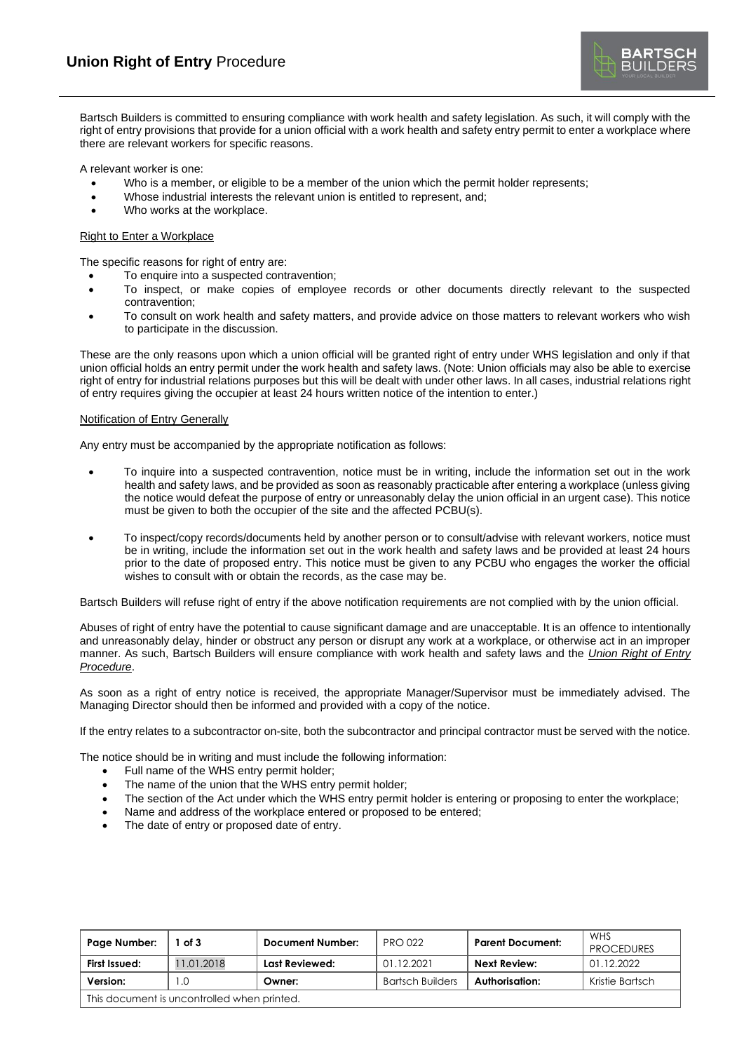# **Union Right of Entry** Procedure

Bartsch Builders is committed to ensuring compliance with work health and safety legislation. As such, it will comply with the right of entry provisions that provide for a union official with a work health and safety entry permit to enter a workplace where there are relevant workers for specific reasons.

A relevant worker is one:

- Who is a member, or eligible to be a member of the union which the permit holder represents;
- Whose industrial interests the relevant union is entitled to represent, and;
- Who works at the workplace.

Right to Enter a Workplace

The specific reasons for right of entry are:

- To enquire into a suspected contravention;
- To inspect, or make copies of employee records or other documents directly relevant to the suspected contravention;
- To consult on work health and safety matters, and provide advice on those matters to relevant workers who wish to participate in the discussion.

These are the only reasons upon which a union official will be granted right of entry under WHS legislation and only if that union official holds an entry permit under the work health and safety laws. (Note: Union officials may also be able to exercise right of entry for industrial relations purposes but this will be dealt with under other laws. In all cases, industrial relations right of entry requires giving the occupier at least 24 hours written notice of the intention to enter.)

Notification of Entry Generally

Any entry must be accompanied by the appropriate notification as follows:

- To inquire into a suspected contravention, notice must be in writing, include the information set out in the work health and safety laws, and be provided as soon as reasonably practicable after entering a workplace (unless giving the notice would defeat the purpose of entry or unreasonably delay the union official in an urgent case). This notice must be given to both the occupier of the site and the affected PCBU(s).
- To inspect/copy records/documents held by another person or to consult/advise with relevant workers, notice must be in writing, include the information set out in the work health and safety laws and be provided at least 24 hours prior to the date of proposed entry. This notice must be given to any PCBU who engages the worker the official wishes to consult with or obtain the records, as the case may be.

Bartsch Builders will refuse right of entry if the above notification requirements are not complied with by the union official.

Abuses of right of entry have the potential to cause significant damage and are unacceptable. It is an offence to intentionally and unreasonably delay, hinder or obstruct any person or disrupt any work at a workplace, or otherwise act in an improper manner. As such, Bartsch Builders will ensure compliance with work health and safety laws and the *Union Right of Entry Procedure*.

As soon as a right of entry notice is received, the appropriate Manager/Supervisor must be immediately advised. The Managing Director should then be informed and provided with a copy of the notice.

If the entry relates to a subcontractor on-site, both the subcontractor and principal contractor must be served with the notice.

The notice should be in writing and must include the following information:

- Full name of the WHS entry permit holder;
- The name of the union that the WHS entry permit holder;
- The section of the Act under which the WHS entry permit holder is entering or proposing to enter the workplace;
- Name and address of the workplace entered or proposed to be entered;
- The date of entry or proposed date of entry.

| **Page Number:** | **1 of 3** | **Document Number:** | PRO 022 | **Parent Document:** | WHS PROCEDURES |
|---|---|---|---|---|---|
| **First Issued:** | 11.01.2018 | **Last Reviewed:** | 01.12.2021 | **Next Review:** | 01.12.2022 |
| **Version:** | 1.0 | **Owner:** | Bartsch Builders | **Authorisation:** | Kristie Bartsch |
| This document is uncontrolled when printed. | | | | | |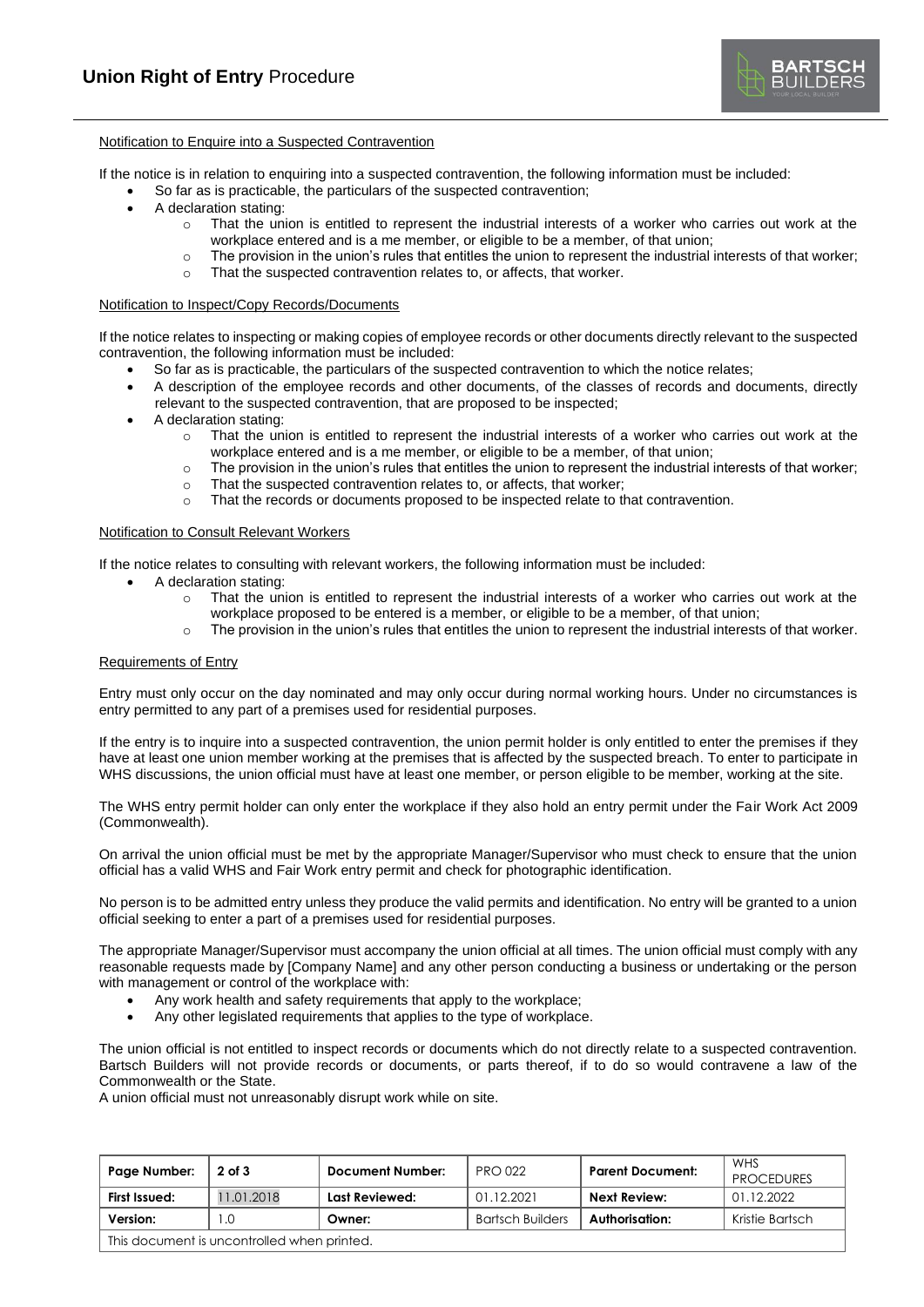#### Notification to Enquire into a Suspected Contravention

If the notice is in relation to enquiring into a suspected contravention, the following information must be included:

- So far as is practicable, the particulars of the suspected contravention;
- A declaration stating:
  - That the union is entitled to represent the industrial interests of a worker who carries out work at the workplace entered and is a me member, or eligible to be a member, of that union;
  - The provision in the union's rules that entitles the union to represent the industrial interests of that worker;
  - That the suspected contravention relates to, or affects, that worker.

#### Notification to Inspect/Copy Records/Documents

If the notice relates to inspecting or making copies of employee records or other documents directly relevant to the suspected contravention, the following information must be included:

- So far as is practicable, the particulars of the suspected contravention to which the notice relates;
- A description of the employee records and other documents, of the classes of records and documents, directly relevant to the suspected contravention, that are proposed to be inspected;
- A declaration stating:
  - That the union is entitled to represent the industrial interests of a worker who carries out work at the workplace entered and is a me member, or eligible to be a member, of that union;
  - The provision in the union's rules that entitles the union to represent the industrial interests of that worker;
  - That the suspected contravention relates to, or affects, that worker;
  - That the records or documents proposed to be inspected relate to that contravention.

#### Notification to Consult Relevant Workers

If the notice relates to consulting with relevant workers, the following information must be included:

- A declaration stating:
  - That the union is entitled to represent the industrial interests of a worker who carries out work at the workplace proposed to be entered is a member, or eligible to be a member, of that union;
  - The provision in the union's rules that entitles the union to represent the industrial interests of that worker.

#### Requirements of Entry

Entry must only occur on the day nominated and may only occur during normal working hours. Under no circumstances is entry permitted to any part of a premises used for residential purposes.

If the entry is to inquire into a suspected contravention, the union permit holder is only entitled to enter the premises if they have at least one union member working at the premises that is affected by the suspected breach. To enter to participate in WHS discussions, the union official must have at least one member, or person eligible to be member, working at the site.

The WHS entry permit holder can only enter the workplace if they also hold an entry permit under the Fair Work Act 2009 (Commonwealth).

On arrival the union official must be met by the appropriate Manager/Supervisor who must check to ensure that the union official has a valid WHS and Fair Work entry permit and check for photographic identification.

No person is to be admitted entry unless they produce the valid permits and identification. No entry will be granted to a union official seeking to enter a part of a premises used for residential purposes.

The appropriate Manager/Supervisor must accompany the union official at all times. The union official must comply with any reasonable requests made by [Company Name] and any other person conducting a business or undertaking or the person with management or control of the workplace with:

- Any work health and safety requirements that apply to the workplace;
- Any other legislated requirements that applies to the type of workplace.

The union official is not entitled to inspect records or documents which do not directly relate to a suspected contravention. Bartsch Builders will not provide records or documents, or parts thereof, if to do so would contravene a law of the Commonwealth or the State.

A union official must not unreasonably disrupt work while on site.

| Page Number: | 2 of 3 | Document Number: | PRO 022 | Parent Document: | WHS PROCEDURES |
|---|---|---|---|---|---|
| First Issued: | 11.01.2018 | Last Reviewed: | 01.12.2021 | Next Review: | 01.12.2022 |
| Version: | 1.0 | Owner: | Bartsch Builders | Authorisation: | Kristie Bartsch |
| This document is uncontrolled when printed. | | | | | |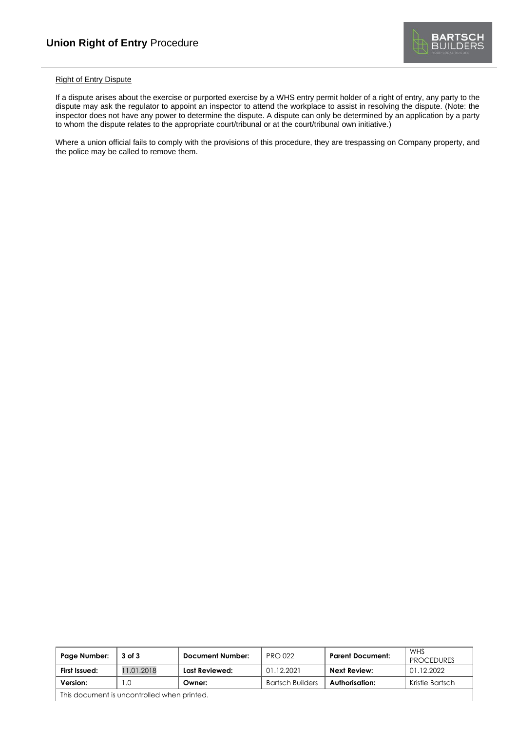Right of Entry Dispute

If a dispute arises about the exercise or purported exercise by a WHS entry permit holder of a right of entry, any party to the dispute may ask the regulator to appoint an inspector to attend the workplace to assist in resolving the dispute. (Note: the inspector does not have any power to determine the dispute. A dispute can only be determined by an application by a party to whom the dispute relates to the appropriate court/tribunal or at the court/tribunal own initiative.)

Where a union official fails to comply with the provisions of this procedure, they are trespassing on Company property, and the police may be called to remove them.